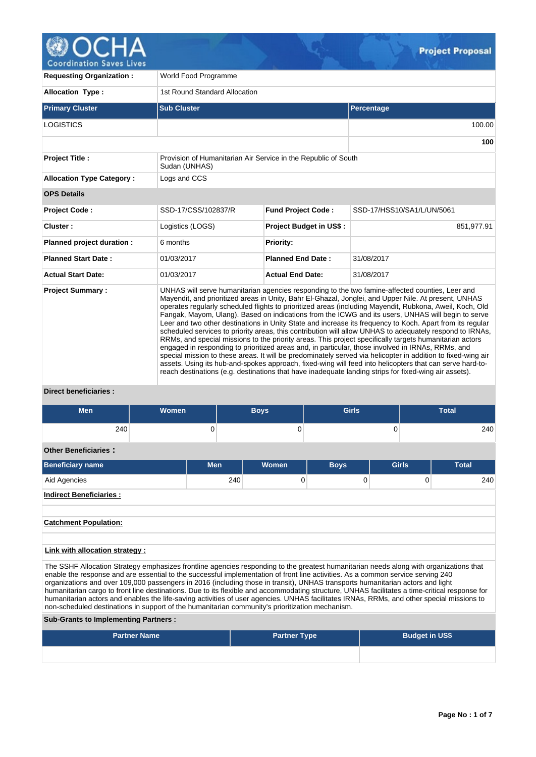# OCHA Coordination Saves Lives — Project Proposal

| | |
|---|---|
| **Requesting Organization :** | World Food Programme |
| **Allocation Type :** | 1st Round Standard Allocation |

| Primary Cluster | Sub Cluster | Percentage |
|---|---|---|
| LOGISTICS | | 100.00 |
| | | **100** |

| | |
|---|---|
| **Project Title :** | Provision of Humanitarian Air Service in the Republic of South Sudan (UNHAS) |
| **Allocation Type Category :** | Logs and CCS |

**OPS Details**

| | | | |
|---|---|---|---|
| **Project Code :** | SSD-17/CSS/102837/R | **Fund Project Code :** | SSD-17/HSS10/SA1/L/UN/5061 |
| **Cluster :** | Logistics (LOGS) | **Project Budget in US$ :** | 851,977.91 |
| **Planned project duration :** | 6 months | **Priority:** | |
| **Planned Start Date :** | 01/03/2017 | **Planned End Date :** | 31/08/2017 |
| **Actual Start Date:** | 01/03/2017 | **Actual End Date:** | 31/08/2017 |

**Project Summary :**

UNHAS will serve humanitarian agencies responding to the two famine-affected counties, Leer and Mayendit, and prioritized areas in Unity, Bahr El-Ghazal, Jonglei, and Upper Nile. At present, UNHAS operates regularly scheduled flights to prioritized areas (including Mayendit, Rubkona, Aweil, Koch, Old Fangak, Mayom, Ulang). Based on indications from the ICWG and its users, UNHAS will begin to serve Leer and two other destinations in Unity State and increase its frequency to Koch. Apart from its regular scheduled services to priority areas, this contribution will allow UNHAS to adequately respond to IRNAs, RRMs, and special missions to the priority areas. This project specifically targets humanitarian actors engaged in responding to prioritized areas and, in particular, those involved in IRNAs, RRMs, and special mission to these areas. It will be predominately served via helicopter in addition to fixed-wing air assets. Using its hub-and-spokes approach, fixed-wing will feed into helicopters that can serve hard-to-reach destinations (e.g. destinations that have inadequate landing strips for fixed-wing air assets).

**Direct beneficiaries :**

| Men | Women | Boys | Girls | Total |
|---|---|---|---|---|
| 240 | 0 | 0 | 0 | 240 |

**Other Beneficiaries :**

| Beneficiary name | Men | Women | Boys | Girls | Total |
|---|---|---|---|---|---|
| Aid Agencies | 240 | 0 | 0 | 0 | 240 |

**Indirect Beneficiaries :**

**Catchment Population:**

**Link with allocation strategy :**

The SSHF Allocation Strategy emphasizes frontline agencies responding to the greatest humanitarian needs along with organizations that enable the response and are essential to the successful implementation of front line activities. As a common service serving 240 organizations and over 109,000 passengers in 2016 (including those in transit), UNHAS transports humanitarian actors and light humanitarian cargo to front line destinations. Due to its flexible and accommodating structure, UNHAS facilitates a time-critical response for humanitarian actors and enables the life-saving activities of user agencies. UNHAS facilitates IRNAs, RRMs, and other special missions to non-scheduled destinations in support of the humanitarian community's prioritization mechanism.

**Sub-Grants to Implementing Partners :**

| Partner Name | Partner Type | Budget in US$ |
|---|---|---|
| | | |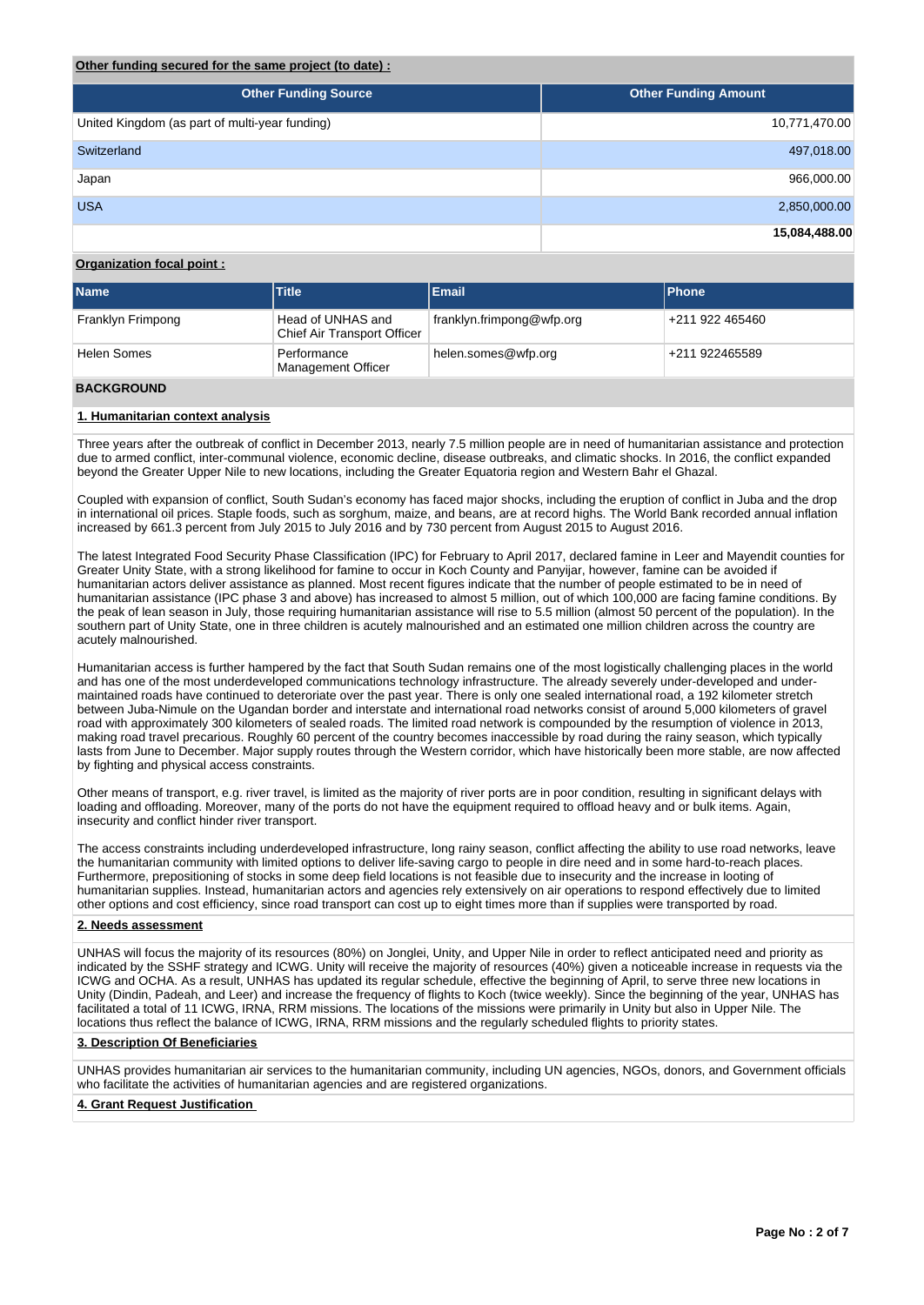**Other funding secured for the same project (to date) :**

| Other Funding Source | Other Funding Amount |
| --- | --- |
| United Kingdom (as part of multi-year funding) | 10,771,470.00 |
| Switzerland | 497,018.00 |
| Japan | 966,000.00 |
| USA | 2,850,000.00 |
| | **15,084,488.00** |

**Organization focal point :**

| Name | Title | Email | Phone |
| --- | --- | --- | --- |
| Franklyn Frimpong | Head of UNHAS and Chief Air Transport Officer | franklyn.frimpong@wfp.org | +211 922 465460 |
| Helen Somes | Performance Management Officer | helen.somes@wfp.org | +211 922465589 |

## BACKGROUND

### 1. Humanitarian context analysis

Three years after the outbreak of conflict in December 2013, nearly 7.5 million people are in need of humanitarian assistance and protection due to armed conflict, inter-communal violence, economic decline, disease outbreaks, and climatic shocks. In 2016, the conflict expanded beyond the Greater Upper Nile to new locations, including the Greater Equatoria region and Western Bahr el Ghazal.

Coupled with expansion of conflict, South Sudan's economy has faced major shocks, including the eruption of conflict in Juba and the drop in international oil prices. Staple foods, such as sorghum, maize, and beans, are at record highs. The World Bank recorded annual inflation increased by 661.3 percent from July 2015 to July 2016 and by 730 percent from August 2015 to August 2016.

The latest Integrated Food Security Phase Classification (IPC) for February to April 2017, declared famine in Leer and Mayendit counties for Greater Unity State, with a strong likelihood for famine to occur in Koch County and Panyijar, however, famine can be avoided if humanitarian actors deliver assistance as planned. Most recent figures indicate that the number of people estimated to be in need of humanitarian assistance (IPC phase 3 and above) has increased to almost 5 million, out of which 100,000 are facing famine conditions. By the peak of lean season in July, those requiring humanitarian assistance will rise to 5.5 million (almost 50 percent of the population). In the southern part of Unity State, one in three children is acutely malnourished and an estimated one million children across the country are acutely malnourished.

Humanitarian access is further hampered by the fact that South Sudan remains one of the most logistically challenging places in the world and has one of the most underdeveloped communications technology infrastructure. The already severely under-developed and under-maintained roads have continued to deteriorate over the past year. There is only one sealed international road, a 192 kilometer stretch between Juba-Nimule on the Ugandan border and interstate and international road networks consist of around 5,000 kilometers of gravel road with approximately 300 kilometers of sealed roads. The limited road network is compounded by the resumption of violence in 2013, making road travel precarious. Roughly 60 percent of the country becomes inaccessible by road during the rainy season, which typically lasts from June to December. Major supply routes through the Western corridor, which have historically been more stable, are now affected by fighting and physical access constraints.

Other means of transport, e.g. river travel, is limited as the majority of river ports are in poor condition, resulting in significant delays with loading and offloading. Moreover, many of the ports do not have the equipment required to offload heavy and or bulk items. Again, insecurity and conflict hinder river transport.

The access constraints including underdeveloped infrastructure, long rainy season, conflict affecting the ability to use road networks, leave the humanitarian community with limited options to deliver life-saving cargo to people in dire need and in some hard-to-reach places. Furthermore, prepositioning of stocks in some deep field locations is not feasible due to insecurity and the increase in looting of humanitarian supplies. Instead, humanitarian actors and agencies rely extensively on air operations to respond effectively due to limited other options and cost efficiency, since road transport can cost up to eight times more than if supplies were transported by road.

### 2. Needs assessment

UNHAS will focus the majority of its resources (80%) on Jonglei, Unity, and Upper Nile in order to reflect anticipated need and priority as indicated by the SSHF strategy and ICWG. Unity will receive the majority of resources (40%) given a noticeable increase in requests via the ICWG and OCHA. As a result, UNHAS has updated its regular schedule, effective the beginning of April, to serve three new locations in Unity (Dindin, Padeah, and Leer) and increase the frequency of flights to Koch (twice weekly). Since the beginning of the year, UNHAS has facilitated a total of 11 ICWG, IRNA, RRM missions. The locations of the missions were primarily in Unity but also in Upper Nile. The locations thus reflect the balance of ICWG, IRNA, RRM missions and the regularly scheduled flights to priority states.

### 3. Description Of Beneficiaries

UNHAS provides humanitarian air services to the humanitarian community, including UN agencies, NGOs, donors, and Government officials who facilitate the activities of humanitarian agencies and are registered organizations.

### 4. Grant Request Justification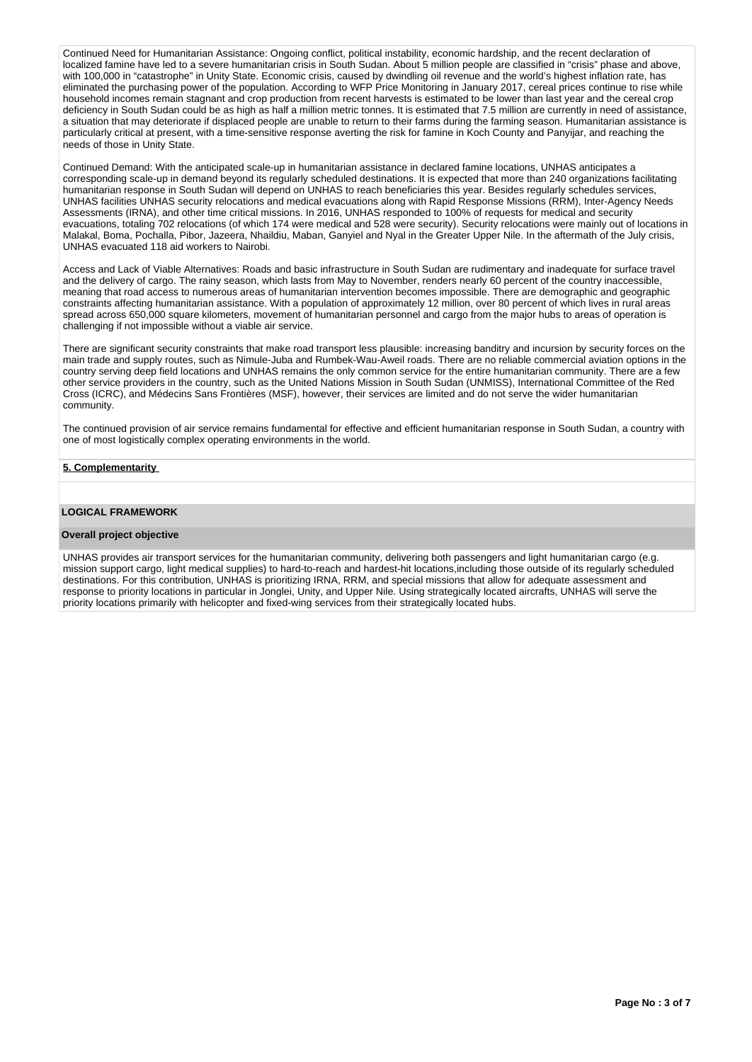Continued Need for Humanitarian Assistance: Ongoing conflict, political instability, economic hardship, and the recent declaration of localized famine have led to a severe humanitarian crisis in South Sudan. About 5 million people are classified in "crisis" phase and above, with 100,000 in "catastrophe" in Unity State. Economic crisis, caused by dwindling oil revenue and the world's highest inflation rate, has eliminated the purchasing power of the population. According to WFP Price Monitoring in January 2017, cereal prices continue to rise while household incomes remain stagnant and crop production from recent harvests is estimated to be lower than last year and the cereal crop deficiency in South Sudan could be as high as half a million metric tonnes. It is estimated that 7.5 million are currently in need of assistance, a situation that may deteriorate if displaced people are unable to return to their farms during the farming season. Humanitarian assistance is particularly critical at present, with a time-sensitive response averting the risk for famine in Koch County and Panyijar, and reaching the needs of those in Unity State.

Continued Demand: With the anticipated scale-up in humanitarian assistance in declared famine locations, UNHAS anticipates a corresponding scale-up in demand beyond its regularly scheduled destinations. It is expected that more than 240 organizations facilitating humanitarian response in South Sudan will depend on UNHAS to reach beneficiaries this year. Besides regularly schedules services, UNHAS facilities UNHAS security relocations and medical evacuations along with Rapid Response Missions (RRM), Inter-Agency Needs Assessments (IRNA), and other time critical missions. In 2016, UNHAS responded to 100% of requests for medical and security evacuations, totaling 702 relocations (of which 174 were medical and 528 were security). Security relocations were mainly out of locations in Malakal, Boma, Pochalla, Pibor, Jazeera, Nhaildiu, Maban, Ganyiel and Nyal in the Greater Upper Nile. In the aftermath of the July crisis, UNHAS evacuated 118 aid workers to Nairobi.

Access and Lack of Viable Alternatives: Roads and basic infrastructure in South Sudan are rudimentary and inadequate for surface travel and the delivery of cargo. The rainy season, which lasts from May to November, renders nearly 60 percent of the country inaccessible, meaning that road access to numerous areas of humanitarian intervention becomes impossible. There are demographic and geographic constraints affecting humanitarian assistance. With a population of approximately 12 million, over 80 percent of which lives in rural areas spread across 650,000 square kilometers, movement of humanitarian personnel and cargo from the major hubs to areas of operation is challenging if not impossible without a viable air service.

There are significant security constraints that make road transport less plausible: increasing banditry and incursion by security forces on the main trade and supply routes, such as Nimule-Juba and Rumbek-Wau-Aweil roads. There are no reliable commercial aviation options in the country serving deep field locations and UNHAS remains the only common service for the entire humanitarian community. There are a few other service providers in the country, such as the United Nations Mission in South Sudan (UNMISS), International Committee of the Red Cross (ICRC), and Médecins Sans Frontières (MSF), however, their services are limited and do not serve the wider humanitarian community.

The continued provision of air service remains fundamental for effective and efficient humanitarian response in South Sudan, a country with one of most logistically complex operating environments in the world.

**5. Complementarity**

## LOGICAL FRAMEWORK

### Overall project objective

UNHAS provides air transport services for the humanitarian community, delivering both passengers and light humanitarian cargo (e.g. mission support cargo, light medical supplies) to hard-to-reach and hardest-hit locations,including those outside of its regularly scheduled destinations. For this contribution, UNHAS is prioritizing IRNA, RRM, and special missions that allow for adequate assessment and response to priority locations in particular in Jonglei, Unity, and Upper Nile. Using strategically located aircrafts, UNHAS will serve the priority locations primarily with helicopter and fixed-wing services from their strategically located hubs.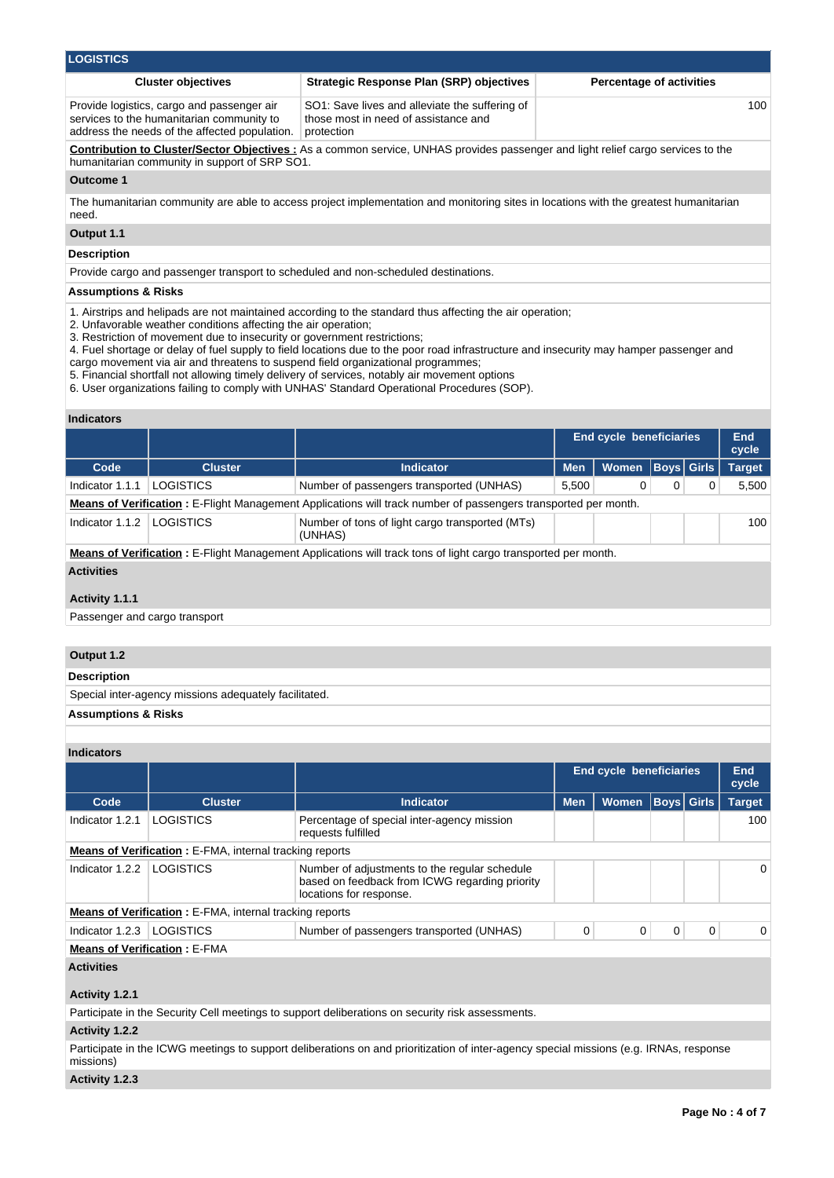## LOGISTICS

| Cluster objectives | Strategic Response Plan (SRP) objectives | Percentage of activities |
|---|---|---|
| Provide logistics, cargo and passenger air services to the humanitarian community to address the needs of the affected population. | SO1: Save lives and alleviate the suffering of those most in need of assistance and protection | 100 |

**Contribution to Cluster/Sector Objectives :** As a common service, UNHAS provides passenger and light relief cargo services to the humanitarian community in support of SRP SO1.

### Outcome 1

The humanitarian community are able to access project implementation and monitoring sites in locations with the greatest humanitarian need.

### Output 1.1

**Description**

Provide cargo and passenger transport to scheduled and non-scheduled destinations.

**Assumptions & Risks**

1. Airstrips and helipads are not maintained according to the standard thus affecting the air operation;
2. Unfavorable weather conditions affecting the air operation;
3. Restriction of movement due to insecurity or government restrictions;
4. Fuel shortage or delay of fuel supply to field locations due to the poor road infrastructure and insecurity may hamper passenger and cargo movement via air and threatens to suspend field organizational programmes;
5. Financial shortfall not allowing timely delivery of services, notably air movement options
6. User organizations failing to comply with UNHAS' Standard Operational Procedures (SOP).

**Indicators**

| | | | End cycle beneficiaries | | | | End cycle |
|---|---|---|---|---|---|---|---|
| **Code** | **Cluster** | **Indicator** | **Men** | **Women** | **Boys** | **Girls** | **Target** |
| Indicator 1.1.1 | LOGISTICS | Number of passengers transported (UNHAS) | 5,500 | 0 | 0 | 0 | 5,500 |
| **Means of Verification :** E-Flight Management Applications will track number of passengers transported per month. | | | | | | | |
| Indicator 1.1.2 | LOGISTICS | Number of tons of light cargo transported (MTs) (UNHAS) | | | | | 100 |
| **Means of Verification :** E-Flight Management Applications will track tons of light cargo transported per month. | | | | | | | |

**Activities**

**Activity 1.1.1**

Passenger and cargo transport

### Output 1.2

**Description**

Special inter-agency missions adequately facilitated.

**Assumptions & Risks**

**Indicators**

| | | | End cycle beneficiaries | | | | End cycle |
|---|---|---|---|---|---|---|---|
| **Code** | **Cluster** | **Indicator** | **Men** | **Women** | **Boys** | **Girls** | **Target** |
| Indicator 1.2.1 | LOGISTICS | Percentage of special inter-agency mission requests fulfilled | | | | | 100 |
| **Means of Verification :** E-FMA, internal tracking reports | | | | | | | |
| Indicator 1.2.2 | LOGISTICS | Number of adjustments to the regular schedule based on feedback from ICWG regarding priority locations for response. | | | | | 0 |
| **Means of Verification :** E-FMA, internal tracking reports | | | | | | | |
| Indicator 1.2.3 | LOGISTICS | Number of passengers transported (UNHAS) | 0 | 0 | 0 | 0 | 0 |
| **Means of Verification :** E-FMA | | | | | | | |

**Activities**

**Activity 1.2.1**

Participate in the Security Cell meetings to support deliberations on security risk assessments.

**Activity 1.2.2**

Participate in the ICWG meetings to support deliberations on and prioritization of inter-agency special missions (e.g. IRNAs, response missions)

**Activity 1.2.3**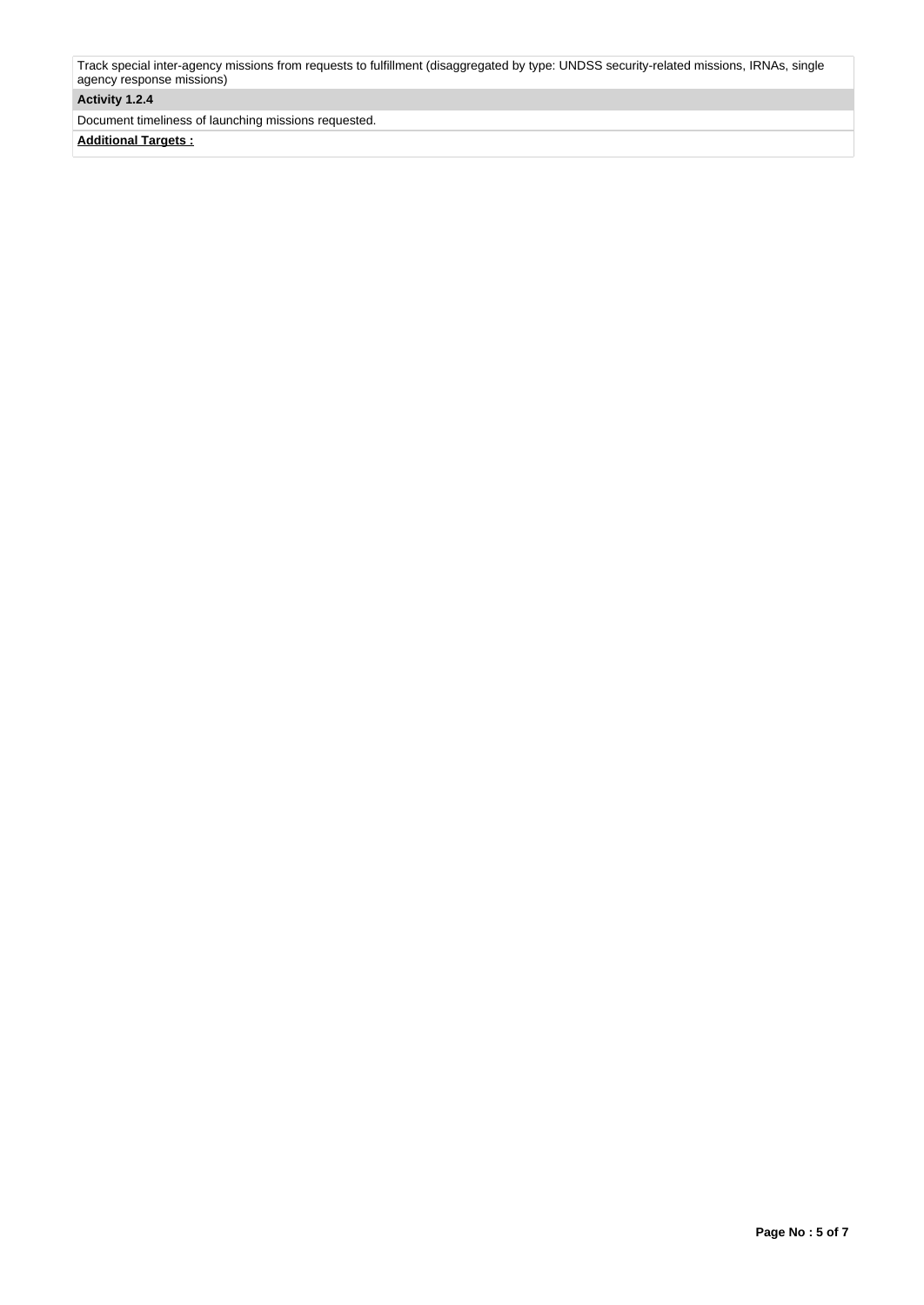Track special inter-agency missions from requests to fulfillment (disaggregated by type: UNDSS security-related missions, IRNAs, single agency response missions)

**Activity 1.2.4**

Document timeliness of launching missions requested.

**Additional Targets :**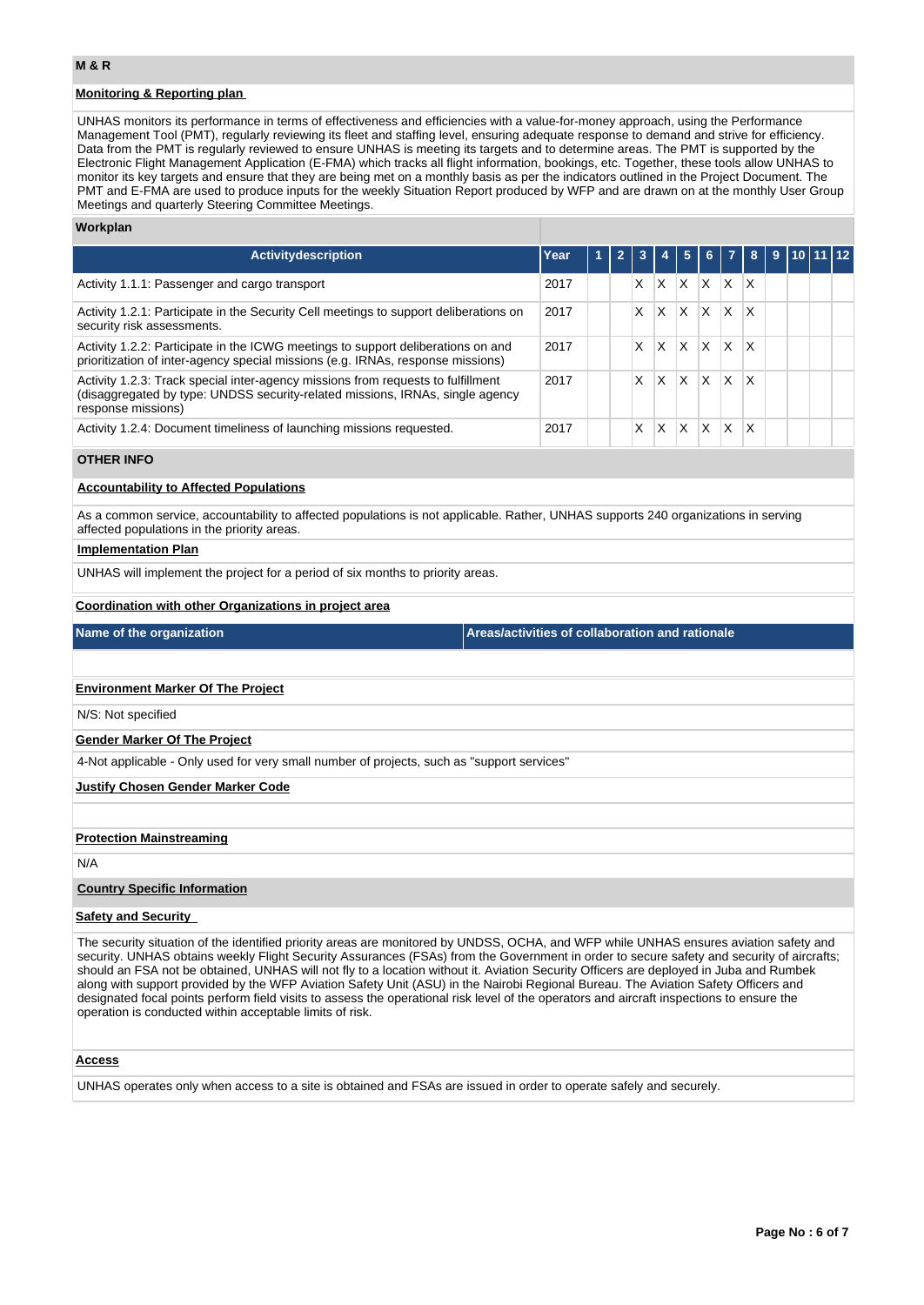## M & R

### Monitoring & Reporting plan

UNHAS monitors its performance in terms of effectiveness and efficiencies with a value-for-money approach, using the Performance Management Tool (PMT), regularly reviewing its fleet and staffing level, ensuring adequate response to demand and strive for efficiency. Data from the PMT is regularly reviewed to ensure UNHAS is meeting its targets and to determine areas. The PMT is supported by the Electronic Flight Management Application (E-FMA) which tracks all flight information, bookings, etc. Together, these tools allow UNHAS to monitor its key targets and ensure that they are being met on a monthly basis as per the indicators outlined in the Project Document. The PMT and E-FMA are used to produce inputs for the weekly Situation Report produced by WFP and are drawn on at the monthly User Group Meetings and quarterly Steering Committee Meetings.

### Workplan

| Activitydescription | Year | 1 | 2 | 3 | 4 | 5 | 6 | 7 | 8 | 9 | 10 | 11 | 12 |
|---|---|---|---|---|---|---|---|---|---|---|---|---|---|
| Activity 1.1.1: Passenger and cargo transport | 2017 | | | X | X | X | X | X | X | | | | |
| Activity 1.2.1: Participate in the Security Cell meetings to support deliberations on security risk assessments. | 2017 | | | X | X | X | X | X | X | | | | |
| Activity 1.2.2: Participate in the ICWG meetings to support deliberations on and prioritization of inter-agency special missions (e.g. IRNAs, response missions) | 2017 | | | X | X | X | X | X | X | | | | |
| Activity 1.2.3: Track special inter-agency missions from requests to fulfillment (disaggregated by type: UNDSS security-related missions, IRNAs, single agency response missions) | 2017 | | | X | X | X | X | X | X | | | | |
| Activity 1.2.4: Document timeliness of launching missions requested. | 2017 | | | X | X | X | X | X | X | | | | |

## OTHER INFO

### Accountability to Affected Populations

As a common service, accountability to affected populations is not applicable. Rather, UNHAS supports 240 organizations in serving affected populations in the priority areas.

### Implementation Plan

UNHAS will implement the project for a period of six months to priority areas.

### Coordination with other Organizations in project area

| Name of the organization | Areas/activities of collaboration and rationale |
|---|---|
| | |

### Environment Marker Of The Project

N/S: Not specified

### Gender Marker Of The Project

4-Not applicable - Only used for very small number of projects, such as "support services"

### Justify Chosen Gender Marker Code

### Protection Mainstreaming

N/A

### Country Specific Information

### Safety and Security

The security situation of the identified priority areas are monitored by UNDSS, OCHA, and WFP while UNHAS ensures aviation safety and security. UNHAS obtains weekly Flight Security Assurances (FSAs) from the Government in order to secure safety and security of aircrafts; should an FSA not be obtained, UNHAS will not fly to a location without it. Aviation Security Officers are deployed in Juba and Rumbek along with support provided by the WFP Aviation Safety Unit (ASU) in the Nairobi Regional Bureau. The Aviation Safety Officers and designated focal points perform field visits to assess the operational risk level of the operators and aircraft inspections to ensure the operation is conducted within acceptable limits of risk.

### Access

UNHAS operates only when access to a site is obtained and FSAs are issued in order to operate safely and securely.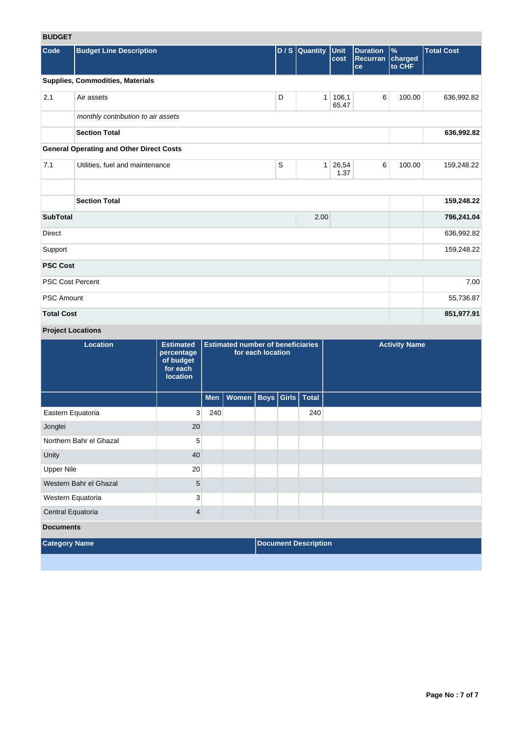**BUDGET**

| Code | Budget Line Description | D / S | Quantity | Unit cost | Duration Recurrance | % charged to CHF | Total Cost |
|---|---|---|---|---|---|---|---|
| **Supplies, Commodities, Materials** | | | | | | | |
| 2.1 | Air assets | D | 1 | 106,165.47 | 6 | 100.00 | 636,992.82 |
| | *monthly contribution to air assets* | | | | | | |
| | **Section Total** | | | | | | **636,992.82** |
| **General Operating and Other Direct Costs** | | | | | | | |
| 7.1 | Utilities, fuel and maintenance | S | 1 | 26,541.37 | 6 | 100.00 | 159,248.22 |
| | | | | | | | |
| | **Section Total** | | | | | | **159,248.22** |
| **SubTotal** | | | 2.00 | | | | **796,241.04** |
| Direct | | | | | | | 636,992.82 |
| Support | | | | | | | 159,248.22 |
| **PSC Cost** | | | | | | | |
| PSC Cost Percent | | | | | | | 7.00 |
| PSC Amount | | | | | | | 55,736.87 |
| **Total Cost** | | | | | | | **851,977.91** |

**Project Locations**

| Location | Estimated percentage of budget for each location | Estimated number of beneficiaries for each location | | | | | Activity Name |
|---|---|---|---|---|---|---|---|
| | | Men | Women | Boys | Girls | Total | |
| Eastern Equatoria | 3 | 240 | | | | 240 | |
| Jonglei | 20 | | | | | | |
| Northern Bahr el Ghazal | 5 | | | | | | |
| Unity | 40 | | | | | | |
| Upper Nile | 20 | | | | | | |
| Western Bahr el Ghazal | 5 | | | | | | |
| Western Equatoria | 3 | | | | | | |
| Central Equatoria | 4 | | | | | | |

**Documents**

| Category Name | Document Description |
|---|---|
| | |